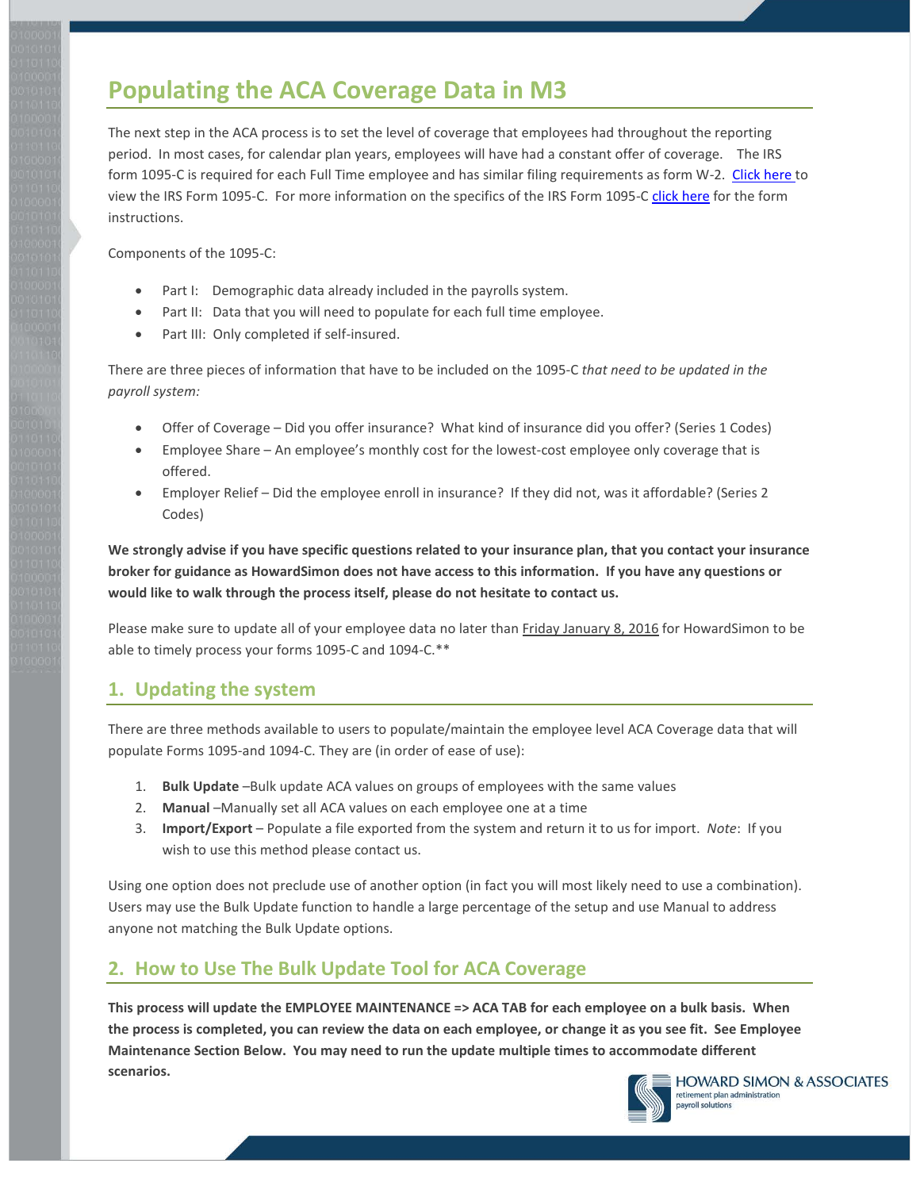# Populating the ACA Coverage Data in M3

The next step in the ACA process is to set the level of coverage that employees had throughout the reporting period. In most cases, for calendar plan years, employees will have had a constant offer of coverage. The IRS form 1095-C is required for each Full Time employee and has similar filing requirements as form W-2. Click here to view the IRS Form 1095-C. For more information on the specifics of the IRS Form 1095-C click here for the form instructions.

Components of the 1095-C:

- Part I: Demographic data already included in the payrolls system.
- Part II: Data that you will need to populate for each full time employee.
- Part III: Only completed if self-insured.

There are three pieces of information that have to be included on the 1095-C *that need to be updated in the payroll system:*

- Offer of Coverage – Did you offer insurance? What kind of insurance did you offer? (Series 1 Codes)
- Employee Share – An employee's monthly cost for the lowest-cost employee only coverage that is offered.
- Employer Relief – Did the employee enroll in insurance? If they did not, was it affordable? (Series 2 Codes)

**We strongly advise if you have specific questions related to your insurance plan, that you contact your insurance broker for guidance as HowardSimon does not have access to this information. If you have any questions or would like to walk through the process itself, please do not hesitate to contact us.**

Please make sure to update all of your employee data no later than Friday January 8, 2016 for HowardSimon to be able to timely process your forms 1095-C and 1094-C.**

## 1. Updating the system

There are three methods available to users to populate/maintain the employee level ACA Coverage data that will populate Forms 1095-and 1094-C. They are (in order of ease of use):

1. **Bulk Update** –Bulk update ACA values on groups of employees with the same values
2. **Manual** –Manually set all ACA values on each employee one at a time
3. **Import/Export** – Populate a file exported from the system and return it to us for import. *Note*: If you wish to use this method please contact us.

Using one option does not preclude use of another option (in fact you will most likely need to use a combination). Users may use the Bulk Update function to handle a large percentage of the setup and use Manual to address anyone not matching the Bulk Update options.

## 2. How to Use The Bulk Update Tool for ACA Coverage

**This process will update the EMPLOYEE MAINTENANCE => ACA TAB for each employee on a bulk basis. When the process is completed, you can review the data on each employee, or change it as you see fit. See Employee Maintenance Section Below. You may need to run the update multiple times to accommodate different scenarios.**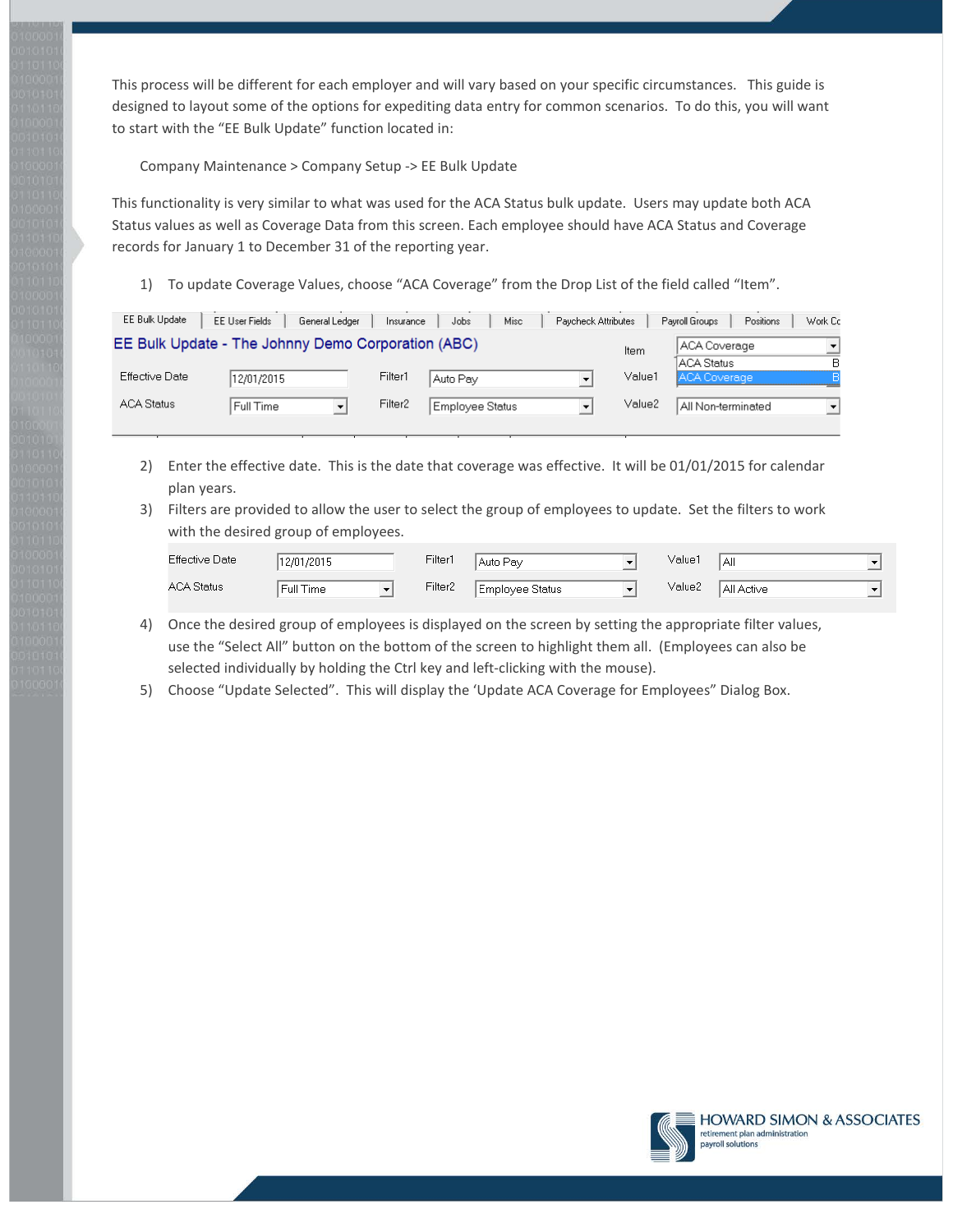This process will be different for each employer and will vary based on your specific circumstances. This guide is designed to layout some of the options for expediting data entry for common scenarios. To do this, you will want to start with the "EE Bulk Update" function located in:

Company Maintenance > Company Setup -> EE Bulk Update

This functionality is very similar to what was used for the ACA Status bulk update. Users may update both ACA Status values as well as Coverage Data from this screen. Each employee should have ACA Status and Coverage records for January 1 to December 31 of the reporting year.

1) To update Coverage Values, choose "ACA Coverage" from the Drop List of the field called "Item".

2) Enter the effective date. This is the date that coverage was effective. It will be 01/01/2015 for calendar plan years.
3) Filters are provided to allow the user to select the group of employees to update. Set the filters to work with the desired group of employees.

4) Once the desired group of employees is displayed on the screen by setting the appropriate filter values, use the "Select All" button on the bottom of the screen to highlight them all. (Employees can also be selected individually by holding the Ctrl key and left-clicking with the mouse).
5) Choose "Update Selected". This will display the 'Update ACA Coverage for Employees" Dialog Box.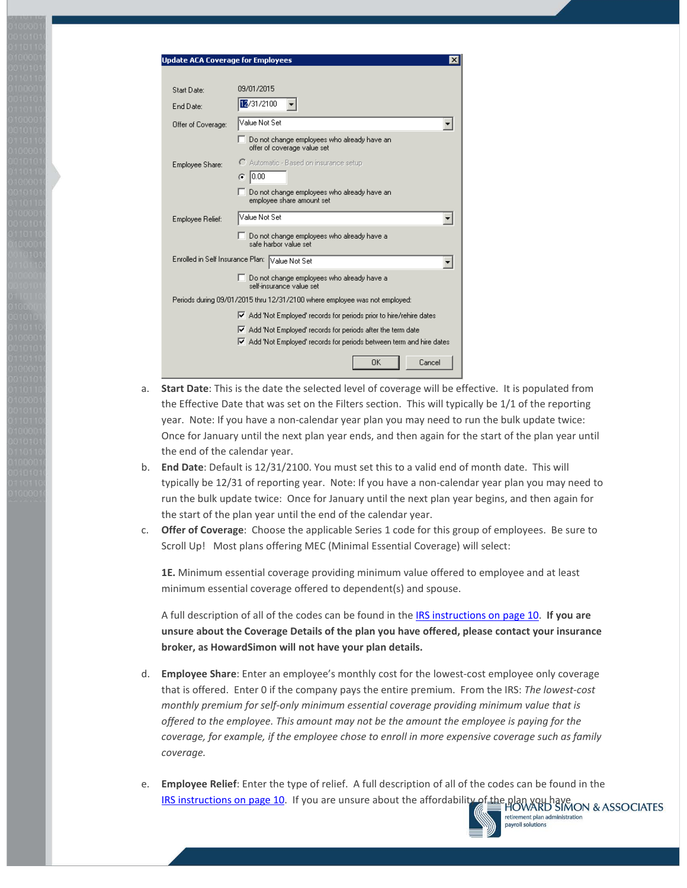**Update ACA Coverage for Employees**

Start Date: 09/01/2015

End Date: 12/31/2100

Offer of Coverage: Value Not Set

☐ Do not change employees who already have an offer of coverage value set

Employee Share: ○ Automatic - Based on insurance setup

◉ 0.00

☐ Do not change employees who already have an employee share amount set

Employee Relief: Value Not Set

☐ Do not change employees who already have a safe harbor value set

Enrolled in Self Insurance Plan: Value Not Set

☐ Do not change employees who already have a self-insurance value set

Periods during 09/01/2015 thru 12/31/2100 where employee was not employed:

☑ Add 'Not Employed' records for periods prior to hire/rehire dates

☑ Add 'Not Employed' records for periods after the term date

☑ Add 'Not Employed' records for periods between term and hire dates

OK | Cancel

a. **Start Date**: This is the date the selected level of coverage will be effective. It is populated from the Effective Date that was set on the Filters section. This will typically be 1/1 of the reporting year. Note: If you have a non-calendar year plan you may need to run the bulk update twice: Once for January until the next plan year ends, and then again for the start of the plan year until the end of the calendar year.

b. **End Date**: Default is 12/31/2100. You must set this to a valid end of month date. This will typically be 12/31 of reporting year. Note: If you have a non-calendar year plan you may need to run the bulk update twice: Once for January until the next plan year begins, and then again for the start of the plan year until the end of the calendar year.

c. **Offer of Coverage**: Choose the applicable Series 1 code for this group of employees. Be sure to Scroll Up! Most plans offering MEC (Minimal Essential Coverage) will select:

   **1E.** Minimum essential coverage providing minimum value offered to employee and at least minimum essential coverage offered to dependent(s) and spouse.

   A full description of all of the codes can be found in the [IRS instructions on page 10](). **If you are unsure about the Coverage Details of the plan you have offered, please contact your insurance broker, as HowardSimon will not have your plan details.**

d. **Employee Share**: Enter an employee's monthly cost for the lowest-cost employee only coverage that is offered. Enter 0 if the company pays the entire premium. From the IRS: *The lowest-cost monthly premium for self-only minimum essential coverage providing minimum value that is offered to the employee. This amount may not be the amount the employee is paying for the coverage, for example, if the employee chose to enroll in more expensive coverage such as family coverage.*

e. **Employee Relief**: Enter the type of relief. A full description of all of the codes can be found in the [IRS instructions on page 10](). If you are unsure about the affordability of the plan you have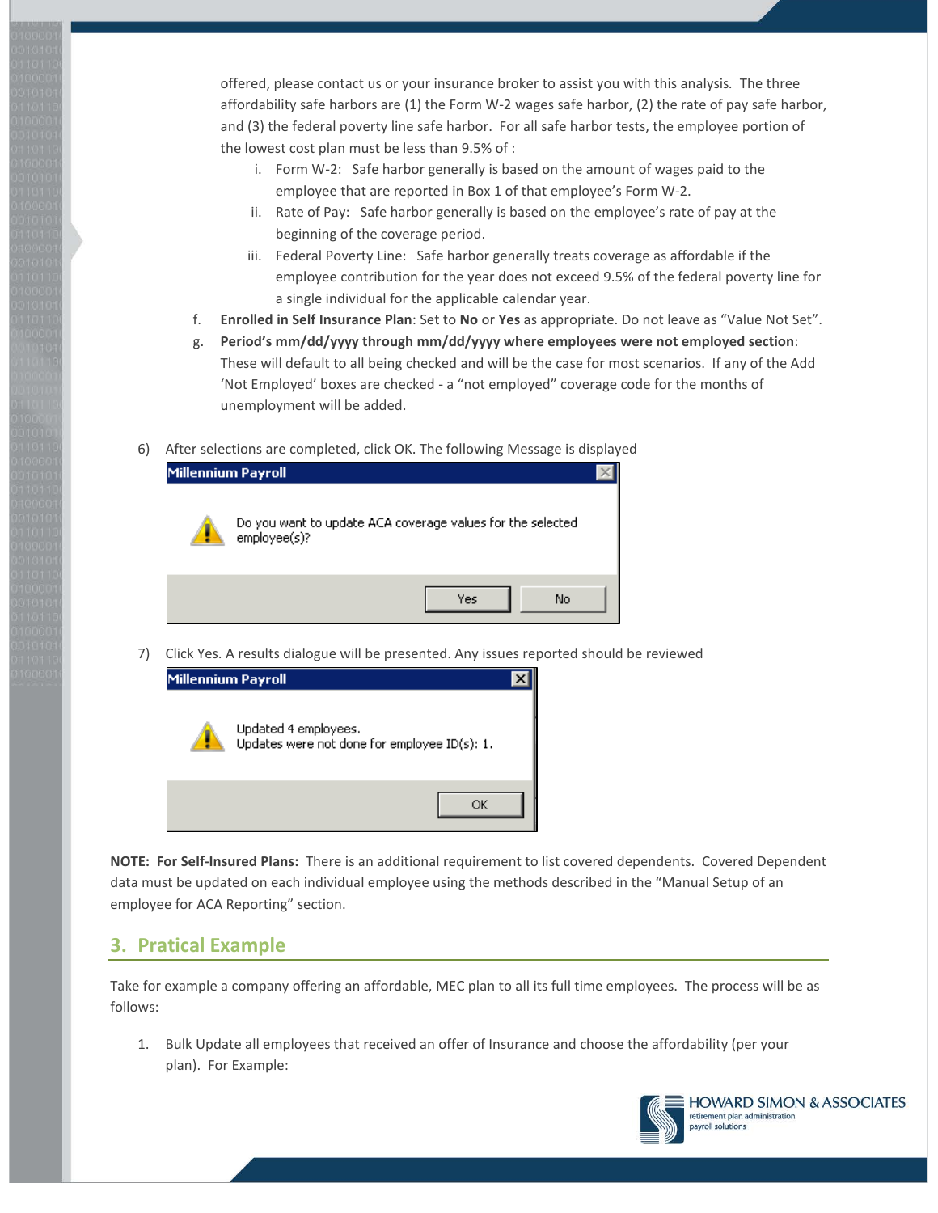offered, please contact us or your insurance broker to assist you with this analysis. The three affordability safe harbors are (1) the Form W-2 wages safe harbor, (2) the rate of pay safe harbor, and (3) the federal poverty line safe harbor. For all safe harbor tests, the employee portion of the lowest cost plan must be less than 9.5% of :

   i. Form W-2: Safe harbor generally is based on the amount of wages paid to the employee that are reported in Box 1 of that employee's Form W-2.
   ii. Rate of Pay: Safe harbor generally is based on the employee's rate of pay at the beginning of the coverage period.
   iii. Federal Poverty Line: Safe harbor generally treats coverage as affordable if the employee contribution for the year does not exceed 9.5% of the federal poverty line for a single individual for the applicable calendar year.

f. **Enrolled in Self Insurance Plan**: Set to **No** or **Yes** as appropriate. Do not leave as "Value Not Set".

g. **Period's mm/dd/yyyy through mm/dd/yyyy where employees were not employed section**: These will default to all being checked and will be the case for most scenarios. If any of the Add 'Not Employed' boxes are checked - a "not employed" coverage code for the months of unemployment will be added.

6) After selections are completed, click OK. The following Message is displayed

Millennium Payroll

Do you want to update ACA coverage values for the selected employee(s)?

Yes | No

7) Click Yes. A results dialogue will be presented. Any issues reported should be reviewed

Millennium Payroll

Updated 4 employees.
Updates were not done for employee ID(s): 1.

OK

**NOTE: For Self-Insured Plans:** There is an additional requirement to list covered dependents. Covered Dependent data must be updated on each individual employee using the methods described in the "Manual Setup of an employee for ACA Reporting" section.

## 3. Pratical Example

Take for example a company offering an affordable, MEC plan to all its full time employees. The process will be as follows:

1. Bulk Update all employees that received an offer of Insurance and choose the affordability (per your plan). For Example: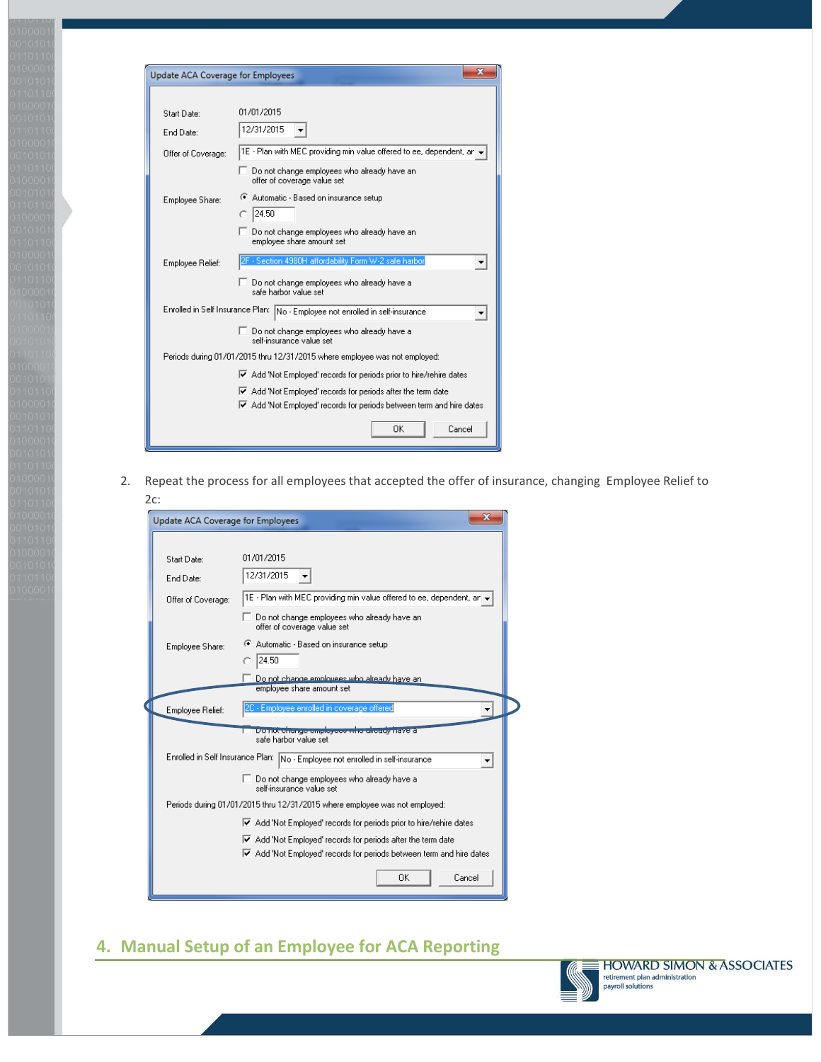**Update ACA Coverage for Employees**

Start Date: 01/01/2015

End Date: 12/31/2015

Offer of Coverage: 1E - Plan with MEC providing min value offered to ee, dependent, ar

- [ ] Do not change employees who already have an offer of coverage value set

Employee Share:
- (•) Automatic - Based on insurance setup
- ( ) 24.50

- [ ] Do not change employees who already have an employee share amount set

Employee Relief: 2F - Section 4980H affordability Form W-2 safe harbor

- [ ] Do not change employees who already have a safe harbor value set

Enrolled in Self Insurance Plan: No - Employee not enrolled in self-insurance

- [ ] Do not change employees who already have a self-insurance value set

Periods during 01/01/2015 thru 12/31/2015 where employee was not employed:

- [x] Add 'Not Employed' records for periods prior to hire/rehire dates
- [x] Add 'Not Employed' records for periods after the term date
- [x] Add 'Not Employed' records for periods between term and hire dates

OK | Cancel

2. Repeat the process for all employees that accepted the offer of insurance, changing Employee Relief to 2c:

**Update ACA Coverage for Employees**

Start Date: 01/01/2015

End Date: 12/31/2015

Offer of Coverage: 1E - Plan with MEC providing min value offered to ee, dependent, ar

- [ ] Do not change employees who already have an offer of coverage value set

Employee Share:
- (•) Automatic - Based on insurance setup
- ( ) 24.50

- [ ] Do not change employees who already have an employee share amount set

Employee Relief: 2C - Employee enrolled in coverage offered

- [ ] Do not change employees who already have a safe harbor value set

Enrolled in Self Insurance Plan: No - Employee not enrolled in self-insurance

- [ ] Do not change employees who already have a self-insurance value set

Periods during 01/01/2015 thru 12/31/2015 where employee was not employed:

- [x] Add 'Not Employed' records for periods prior to hire/rehire dates
- [x] Add 'Not Employed' records for periods after the term date
- [x] Add 'Not Employed' records for periods between term and hire dates

OK | Cancel

## 4. Manual Setup of an Employee for ACA Reporting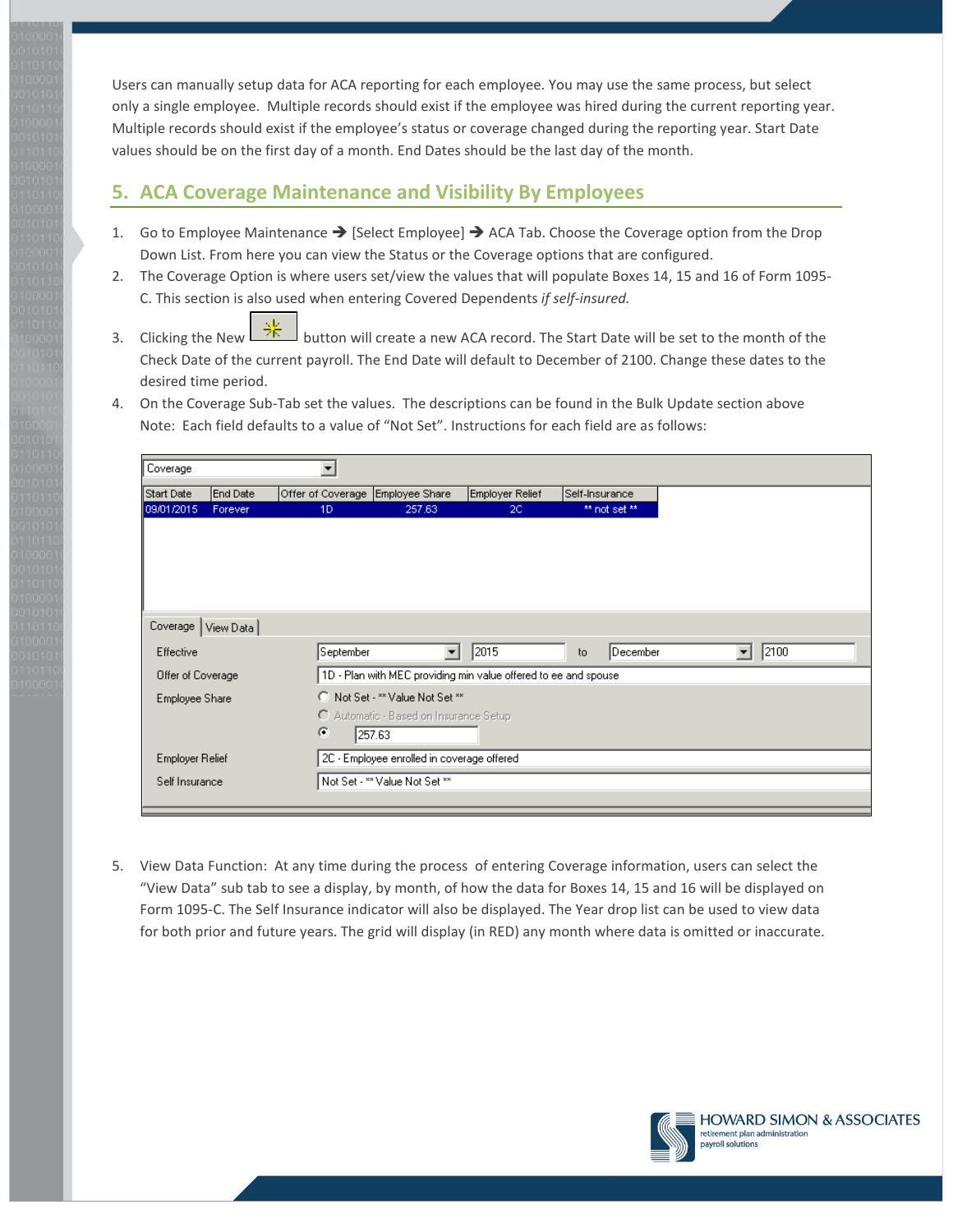Users can manually setup data for ACA reporting for each employee. You may use the same process, but select only a single employee. Multiple records should exist if the employee was hired during the current reporting year. Multiple records should exist if the employee's status or coverage changed during the reporting year. Start Date values should be on the first day of a month. End Dates should be the last day of the month.

## 5. ACA Coverage Maintenance and Visibility By Employees

1. Go to Employee Maintenance → [Select Employee] → ACA Tab. Choose the Coverage option from the Drop Down List. From here you can view the Status or the Coverage options that are configured.
2. The Coverage Option is where users set/view the values that will populate Boxes 14, 15 and 16 of Form 1095-C. This section is also used when entering Covered Dependents *if self-insured.*
3. Clicking the New button will create a new ACA record. The Start Date will be set to the month of the Check Date of the current payroll. The End Date will default to December of 2100. Change these dates to the desired time period.
4. On the Coverage Sub-Tab set the values. The descriptions can be found in the Bulk Update section above Note: Each field defaults to a value of "Not Set". Instructions for each field are as follows:

Coverage

| Start Date | End Date | Offer of Coverage | Employee Share | Employer Relief | Self-Insurance |
|---|---|---|---|---|---|
| 09/01/2015 | Forever | 1D | 257.63 | 2C | ** not set ** |

Coverage | View Data

| | |
|---|---|
| Effective | September 2015 to December 2100 |
| Offer of Coverage | 1D - Plan with MEC providing min value offered to ee and spouse |
| Employee Share | Not Set - ** Value Not Set ** / Automatic - Based on Insurance Setup / 257.63 (selected) |
| Employer Relief | 2C - Employee enrolled in coverage offered |
| Self Insurance | Not Set - ** Value Not Set ** |

5. View Data Function: At any time during the process of entering Coverage information, users can select the "View Data" sub tab to see a display, by month, of how the data for Boxes 14, 15 and 16 will be displayed on Form 1095-C. The Self Insurance indicator will also be displayed. The Year drop list can be used to view data for both prior and future years. The grid will display (in RED) any month where data is omitted or inaccurate.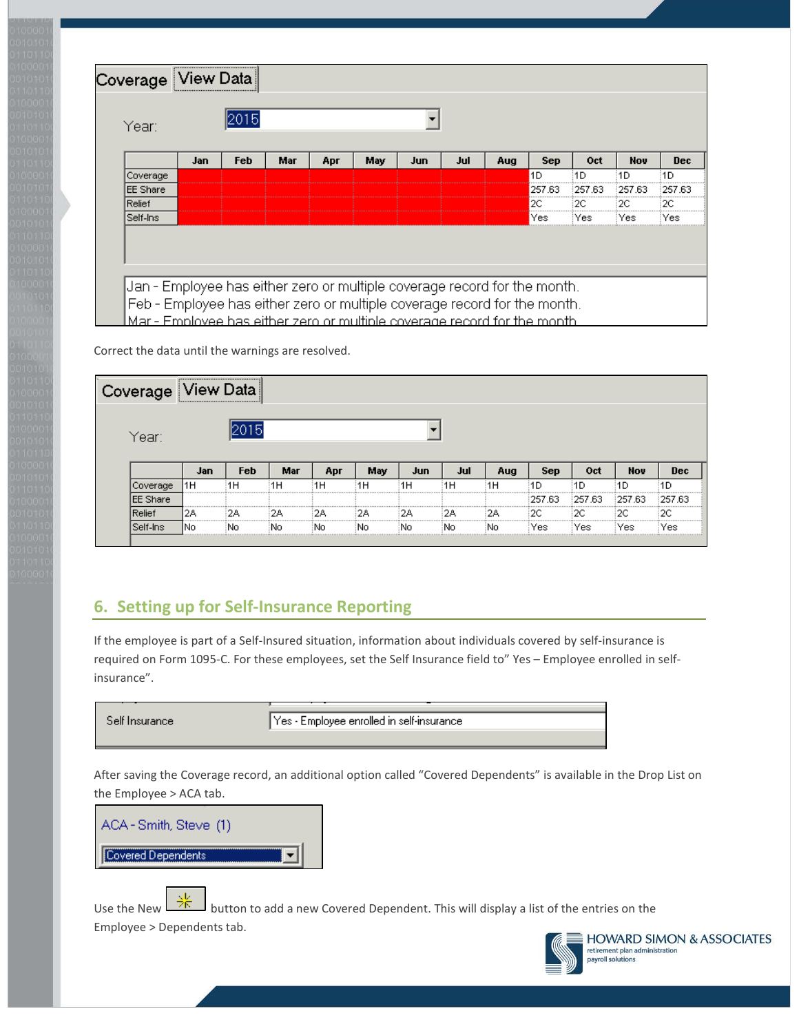Coverage | View Data

Year: 2015

| | Jan | Feb | Mar | Apr | May | Jun | Jul | Aug | Sep | Oct | Nov | Dec |
|---|---|---|---|---|---|---|---|---|---|---|---|---|
| Coverage | | | | | | | | | 1D | 1D | 1D | 1D |
| EE Share | | | | | | | | | 257.63 | 257.63 | 257.63 | 257.63 |
| Relief | | | | | | | | | 2C | 2C | 2C | 2C |
| Self-Ins | | | | | | | | | Yes | Yes | Yes | Yes |

Jan - Employee has either zero or multiple coverage record for the month.
Feb - Employee has either zero or multiple coverage record for the month.
Mar - Employee has either zero or multiple coverage record for the month.

Correct the data until the warnings are resolved.

Coverage | View Data

Year: 2015

| | Jan | Feb | Mar | Apr | May | Jun | Jul | Aug | Sep | Oct | Nov | Dec |
|---|---|---|---|---|---|---|---|---|---|---|---|---|
| Coverage | 1H | 1H | 1H | 1H | 1H | 1H | 1H | 1H | 1D | 1D | 1D | 1D |
| EE Share | | | | | | | | | 257.63 | 257.63 | 257.63 | 257.63 |
| Relief | 2A | 2A | 2A | 2A | 2A | 2A | 2A | 2A | 2C | 2C | 2C | 2C |
| Self-Ins | No | No | No | No | No | No | No | No | Yes | Yes | Yes | Yes |

## 6. Setting up for Self-Insurance Reporting

If the employee is part of a Self-Insured situation, information about individuals covered by self-insurance is required on Form 1095-C. For these employees, set the Self Insurance field to" Yes – Employee enrolled in self-insurance".

Self Insurance: Yes - Employee enrolled in self-insurance

After saving the Coverage record, an additional option called "Covered Dependents" is available in the Drop List on the Employee > ACA tab.

ACA - Smith, Steve (1)

Covered Dependents

Use the New button to add a new Covered Dependent. This will display a list of the entries on the Employee > Dependents tab.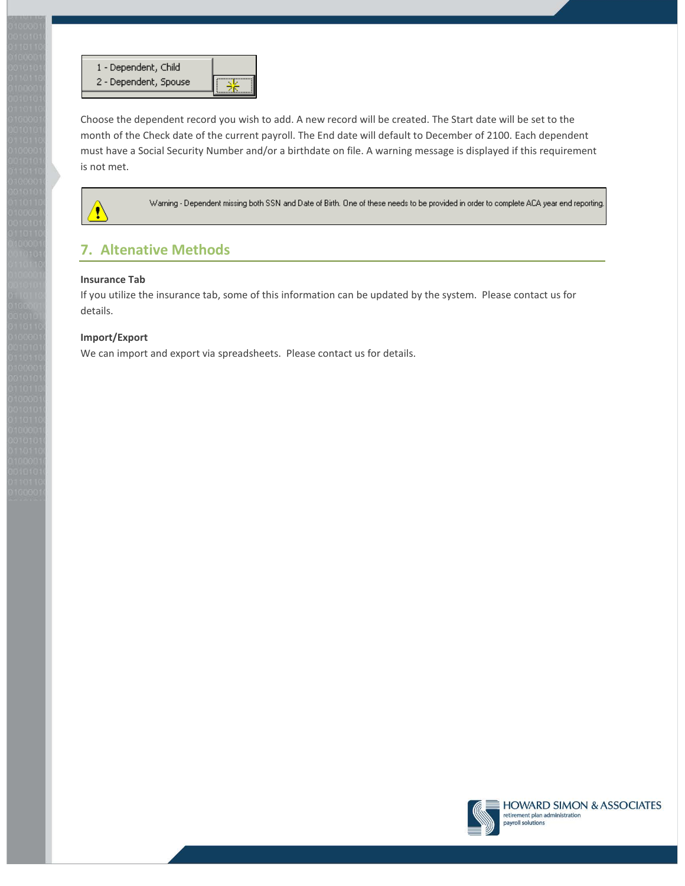1 - Dependent, Child
2 - Dependent, Spouse

Choose the dependent record you wish to add. A new record will be created. The Start date will be set to the month of the Check date of the current payroll. The End date will default to December of 2100. Each dependent must have a Social Security Number and/or a birthdate on file. A warning message is displayed if this requirement is not met.

Warning - Dependent missing both SSN and Date of Birth. One of these needs to be provided in order to complete ACA year end reporting.

## 7. Altenative Methods

**Insurance Tab**

If you utilize the insurance tab, some of this information can be updated by the system. Please contact us for details.

**Import/Export**

We can import and export via spreadsheets. Please contact us for details.